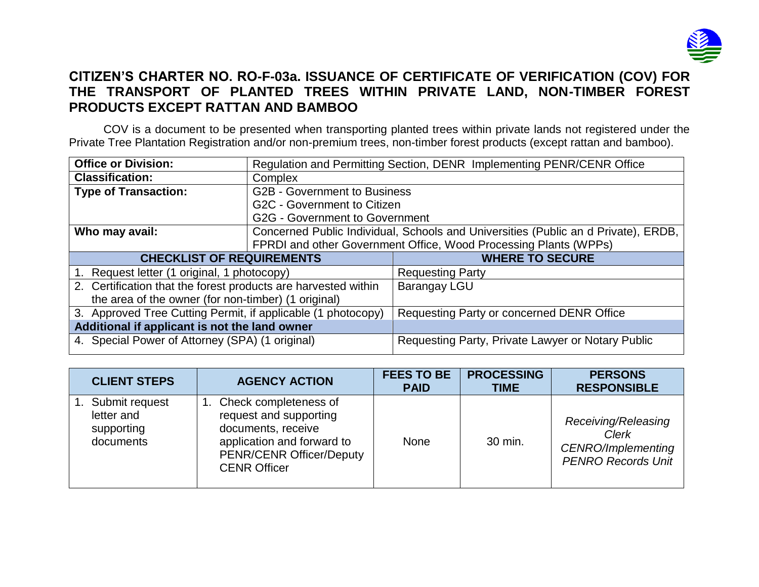# CITIZEN'S CHARTER NO. RO-F-03a. ISSUANCE OF CERTIFICATE OF VERIFICATION (COV) FOR THE TRANSPORT OF PLANTED TREES WITHIN PRIVATE LAND, NON-TIMBER FOREST PRODUCTS EXCEPT RATTAN AND BAMBOO

COV is a document to be presented when transporting planted trees within private lands not registered under the Private Tree Plantation Registration and/or non-premium trees, non-timber forest products (except rattan and bamboo).

| **Office or Division:** | Regulation and Permitting Section, DENR Implementing PENR/CENR Office |
|---|---|
| **Classification:** | Complex |
| **Type of Transaction:** | G2B - Government to Business<br>G2C - Government to Citizen<br>G2G - Government to Government |
| **Who may avail:** | Concerned Public Individual, Schools and Universities (Public an d Private), ERDB, FPRDI and other Government Office, Wood Processing Plants (WPPs) |
| **CHECKLIST OF REQUIREMENTS** | **WHERE TO SECURE** |
| 1. Request letter (1 original, 1 photocopy) | Requesting Party |
| 2. Certification that the forest products are harvested within the area of the owner (for non-timber) (1 original) | Barangay LGU |
| 3. Approved Tree Cutting Permit, if applicable (1 photocopy) | Requesting Party or concerned DENR Office |
| **Additional if applicant is not the land owner** | |
| 4. Special Power of Attorney (SPA) (1 original) | Requesting Party, Private Lawyer or Notary Public |

| CLIENT STEPS | AGENCY ACTION | FEES TO BE PAID | PROCESSING TIME | PERSONS RESPONSIBLE |
|---|---|---|---|---|
| 1. Submit request letter and supporting documents | 1. Check completeness of request and supporting documents, receive application and forward to PENR/CENR Officer/Deputy CENR Officer | None | 30 min. | *Receiving/Releasing Clerk CENRO/Implementing PENRO Records Unit* |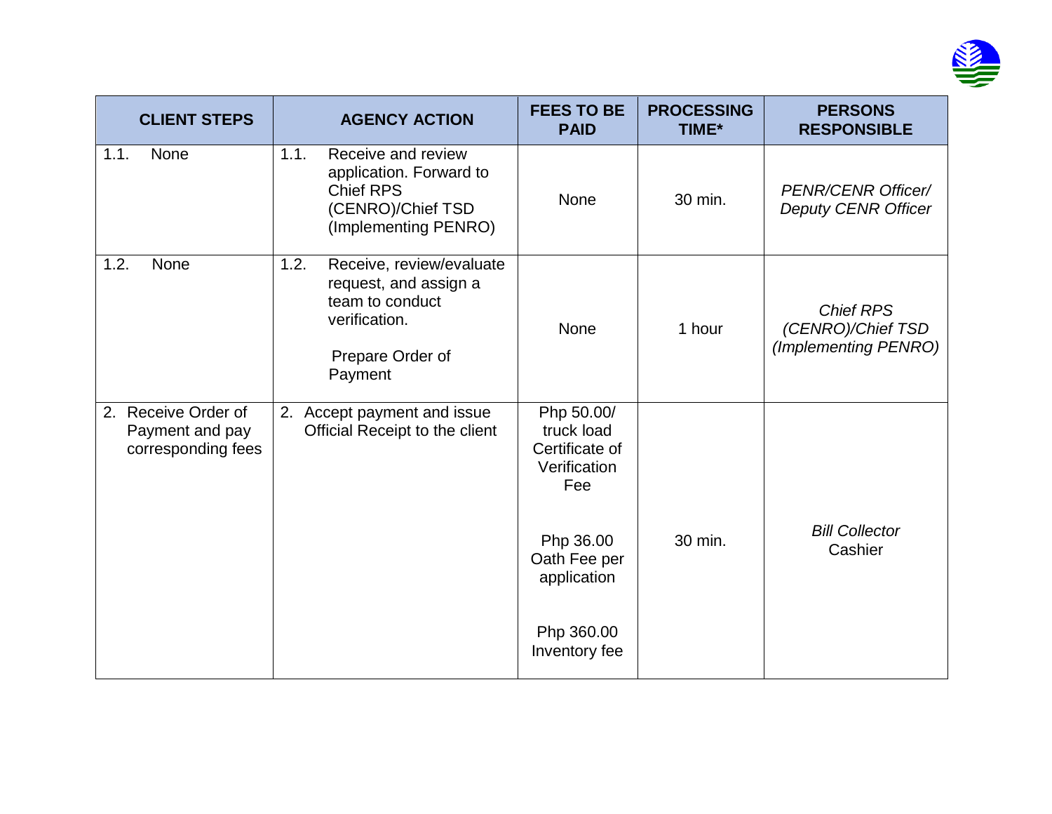| CLIENT STEPS | AGENCY ACTION | FEES TO BE PAID | PROCESSING TIME* | PERSONS RESPONSIBLE |
|---|---|---|---|---|
| 1.1. None | 1.1. Receive and review application. Forward to Chief RPS (CENRO)/Chief TSD (Implementing PENRO) | None | 30 min. | *PENR/CENR Officer/ Deputy CENR Officer* |
| 1.2. None | 1.2. Receive, review/evaluate request, and assign a team to conduct verification.<br><br>Prepare Order of Payment | None | 1 hour | *Chief RPS (CENRO)/Chief TSD (Implementing PENRO)* |
| 2. Receive Order of Payment and pay corresponding fees | 2. Accept payment and issue Official Receipt to the client | Php 50.00/ truck load Certificate of Verification Fee<br><br>Php 36.00 Oath Fee per application<br><br>Php 360.00 Inventory fee | 30 min. | *Bill Collector* Cashier |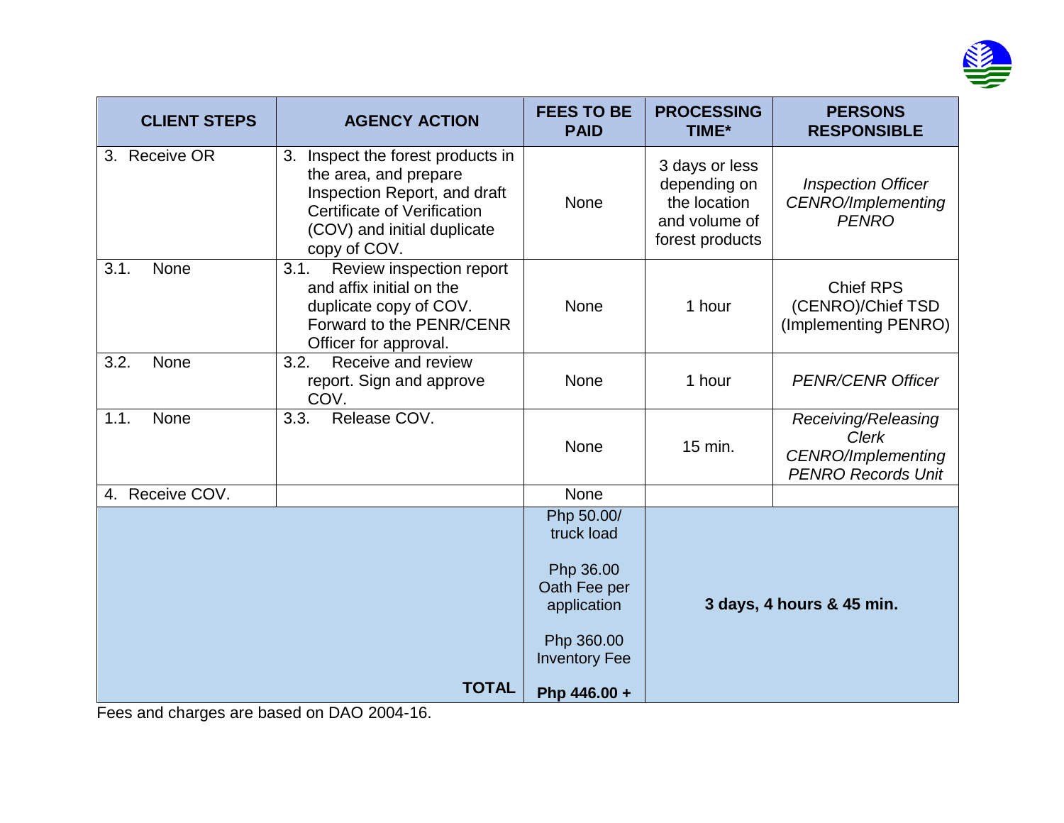| CLIENT STEPS | AGENCY ACTION | FEES TO BE PAID | PROCESSING TIME* | PERSONS RESPONSIBLE |
|---|---|---|---|---|
| 3. Receive OR | 3. Inspect the forest products in the area, and prepare Inspection Report, and draft Certificate of Verification (COV) and initial duplicate copy of COV. | None | 3 days or less depending on the location and volume of forest products | *Inspection Officer CENRO/Implementing PENRO* |
| 3.1. None | 3.1. Review inspection report and affix initial on the duplicate copy of COV. Forward to the PENR/CENR Officer for approval. | None | 1 hour | Chief RPS (CENRO)/Chief TSD (Implementing PENRO) |
| 3.2. None | 3.2. Receive and review report. Sign and approve COV. | None | 1 hour | *PENR/CENR Officer* |
| 1.1. None | 3.3. Release COV. | None | 15 min. | *Receiving/Releasing Clerk CENRO/Implementing PENRO Records Unit* |
| 4. Receive COV. | | None | | |
| | **TOTAL** | Php 50.00/ truck load<br><br>Php 36.00 Oath Fee per application<br><br>Php 360.00 Inventory Fee<br><br>**Php 446.00 +** | **3 days, 4 hours & 45 min.** | |

Fees and charges are based on DAO 2004-16.